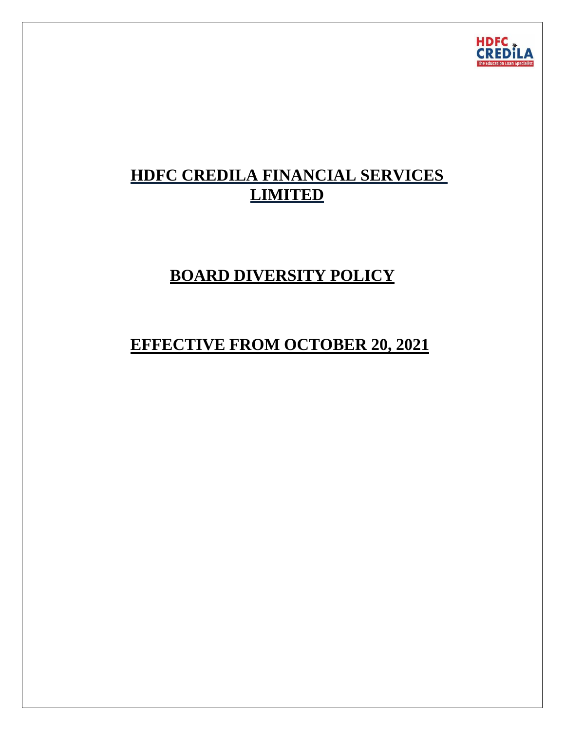# HDFC CREDILA FINANCIAL SERVICES LIMITED

# BOARD DIVERSITY POLICY

# EFFECTIVE FROM OCTOBER 20, 2021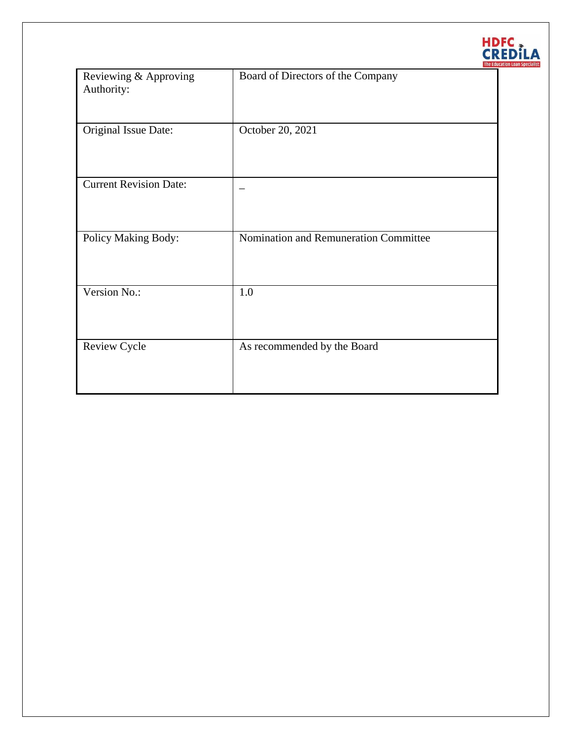| | |
|---|---|
| Reviewing & Approving Authority: | Board of Directors of the Company |
| Original Issue Date: | October 20, 2021 |
| Current Revision Date: | _ |
| Policy Making Body: | Nomination and Remuneration Committee |
| Version No.: | 1.0 |
| Review Cycle | As recommended by the Board |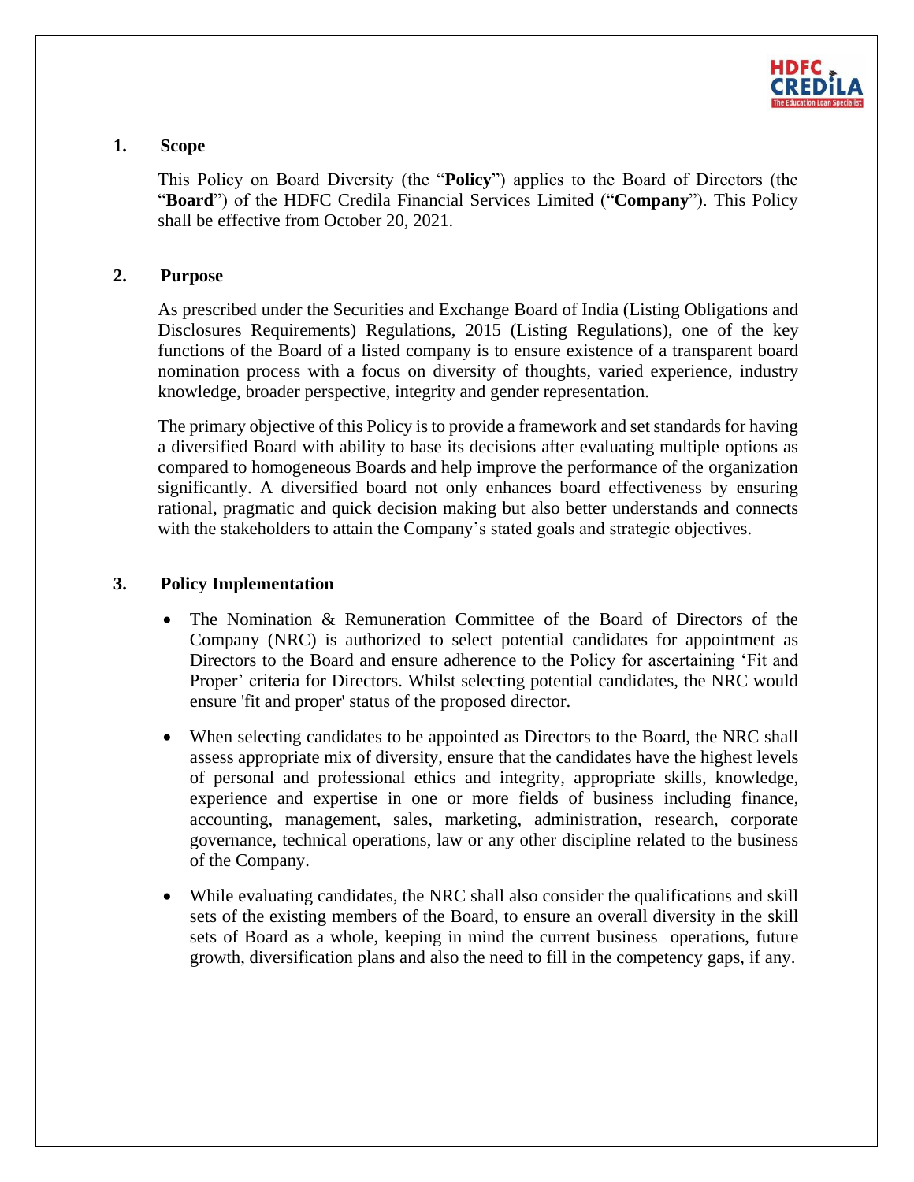## 1. Scope

This Policy on Board Diversity (the "**Policy**") applies to the Board of Directors (the "**Board**") of the HDFC Credila Financial Services Limited ("**Company**"). This Policy shall be effective from October 20, 2021.

## 2. Purpose

As prescribed under the Securities and Exchange Board of India (Listing Obligations and Disclosures Requirements) Regulations, 2015 (Listing Regulations), one of the key functions of the Board of a listed company is to ensure existence of a transparent board nomination process with a focus on diversity of thoughts, varied experience, industry knowledge, broader perspective, integrity and gender representation.

The primary objective of this Policy is to provide a framework and set standards for having a diversified Board with ability to base its decisions after evaluating multiple options as compared to homogeneous Boards and help improve the performance of the organization significantly. A diversified board not only enhances board effectiveness by ensuring rational, pragmatic and quick decision making but also better understands and connects with the stakeholders to attain the Company's stated goals and strategic objectives.

## 3. Policy Implementation

- The Nomination & Remuneration Committee of the Board of Directors of the Company (NRC) is authorized to select potential candidates for appointment as Directors to the Board and ensure adherence to the Policy for ascertaining 'Fit and Proper' criteria for Directors. Whilst selecting potential candidates, the NRC would ensure 'fit and proper' status of the proposed director.
- When selecting candidates to be appointed as Directors to the Board, the NRC shall assess appropriate mix of diversity, ensure that the candidates have the highest levels of personal and professional ethics and integrity, appropriate skills, knowledge, experience and expertise in one or more fields of business including finance, accounting, management, sales, marketing, administration, research, corporate governance, technical operations, law or any other discipline related to the business of the Company.
- While evaluating candidates, the NRC shall also consider the qualifications and skill sets of the existing members of the Board, to ensure an overall diversity in the skill sets of Board as a whole, keeping in mind the current business operations, future growth, diversification plans and also the need to fill in the competency gaps, if any.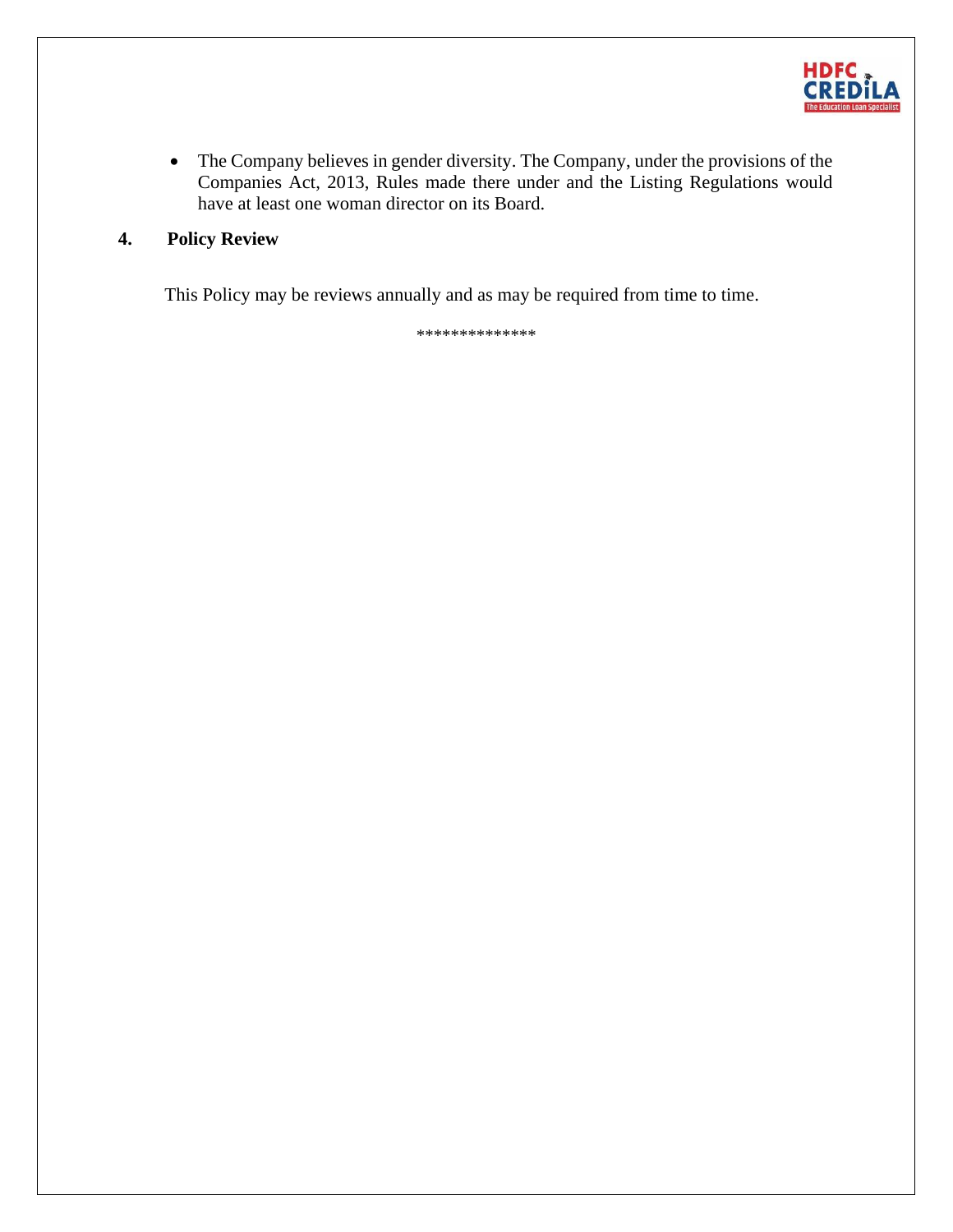- The Company believes in gender diversity. The Company, under the provisions of the Companies Act, 2013, Rules made there under and the Listing Regulations would have at least one woman director on its Board.

## 4. Policy Review

This Policy may be reviews annually and as may be required from time to time.

**************